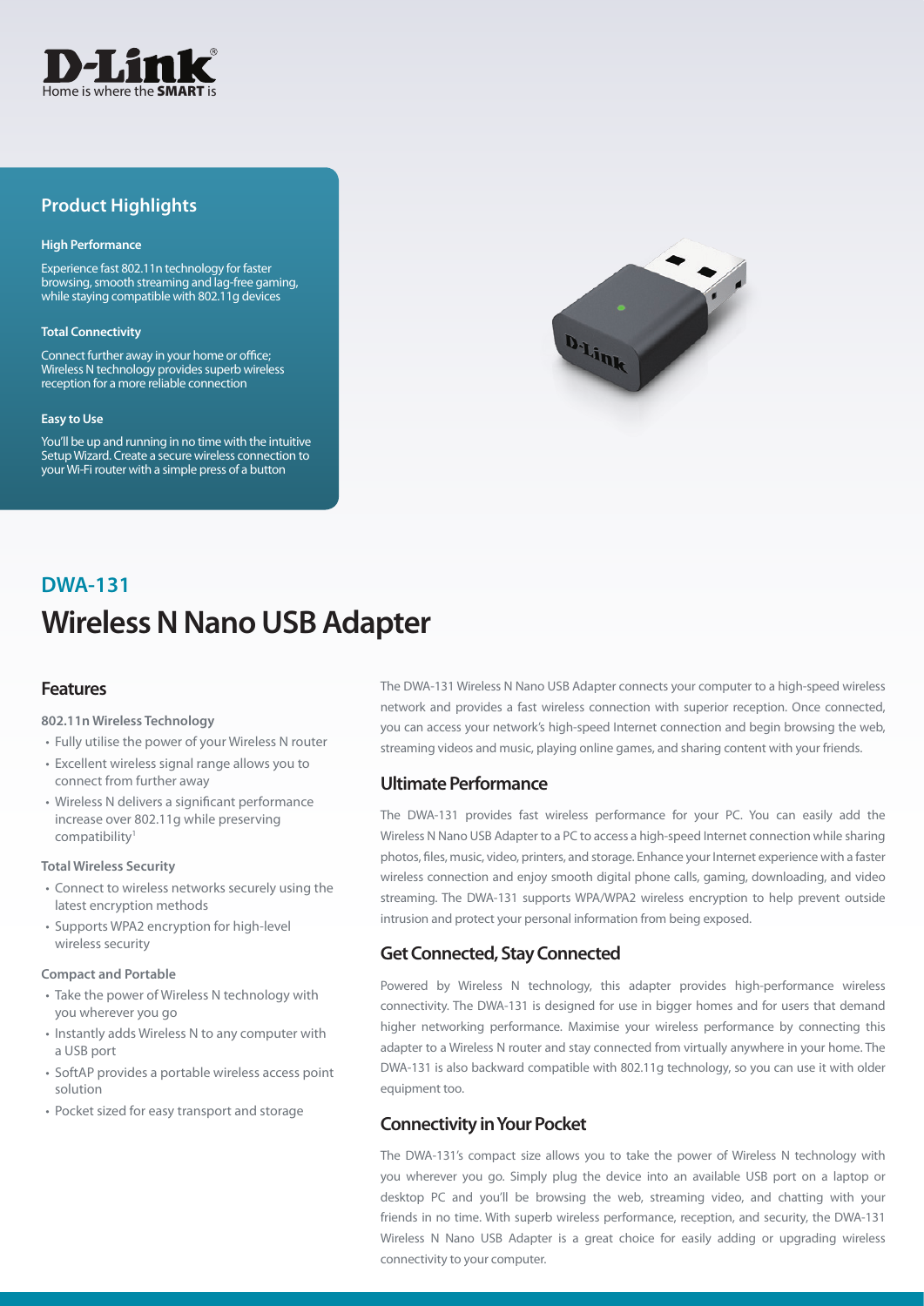D-Link
Home is where the **SMART** is

## Product Highlights

**High Performance**

Experience fast 802.11n technology for faster browsing, smooth streaming and lag-free gaming, while staying compatible with 802.11g devices

**Total Connectivity**

Connect further away in your home or office; Wireless N technology provides superb wireless reception for a more reliable connection

**Easy to Use**

You'll be up and running in no time with the intuitive Setup Wizard. Create a secure wireless connection to your Wi-Fi router with a simple press of a button

## DWA-131

# Wireless N Nano USB Adapter

## Features

**802.11n Wireless Technology**

- Fully utilise the power of your Wireless N router
- Excellent wireless signal range allows you to connect from further away
- Wireless N delivers a significant performance increase over 802.11g while preserving compatibility[1]

**Total Wireless Security**

- Connect to wireless networks securely using the latest encryption methods
- Supports WPA2 encryption for high-level wireless security

**Compact and Portable**

- Take the power of Wireless N technology with you wherever you go
- Instantly adds Wireless N to any computer with a USB port
- SoftAP provides a portable wireless access point solution
- Pocket sized for easy transport and storage

The DWA-131 Wireless N Nano USB Adapter connects your computer to a high-speed wireless network and provides a fast wireless connection with superior reception. Once connected, you can access your network's high-speed Internet connection and begin browsing the web, streaming videos and music, playing online games, and sharing content with your friends.

## Ultimate Performance

The DWA-131 provides fast wireless performance for your PC. You can easily add the Wireless N Nano USB Adapter to a PC to access a high-speed Internet connection while sharing photos, files, music, video, printers, and storage. Enhance your Internet experience with a faster wireless connection and enjoy smooth digital phone calls, gaming, downloading, and video streaming. The DWA-131 supports WPA/WPA2 wireless encryption to help prevent outside intrusion and protect your personal information from being exposed.

## Get Connected, Stay Connected

Powered by Wireless N technology, this adapter provides high-performance wireless connectivity. The DWA-131 is designed for use in bigger homes and for users that demand higher networking performance. Maximise your wireless performance by connecting this adapter to a Wireless N router and stay connected from virtually anywhere in your home. The DWA-131 is also backward compatible with 802.11g technology, so you can use it with older equipment too.

## Connectivity in Your Pocket

The DWA-131's compact size allows you to take the power of Wireless N technology with you wherever you go. Simply plug the device into an available USB port on a laptop or desktop PC and you'll be browsing the web, streaming video, and chatting with your friends in no time. With superb wireless performance, reception, and security, the DWA-131 Wireless N Nano USB Adapter is a great choice for easily adding or upgrading wireless connectivity to your computer.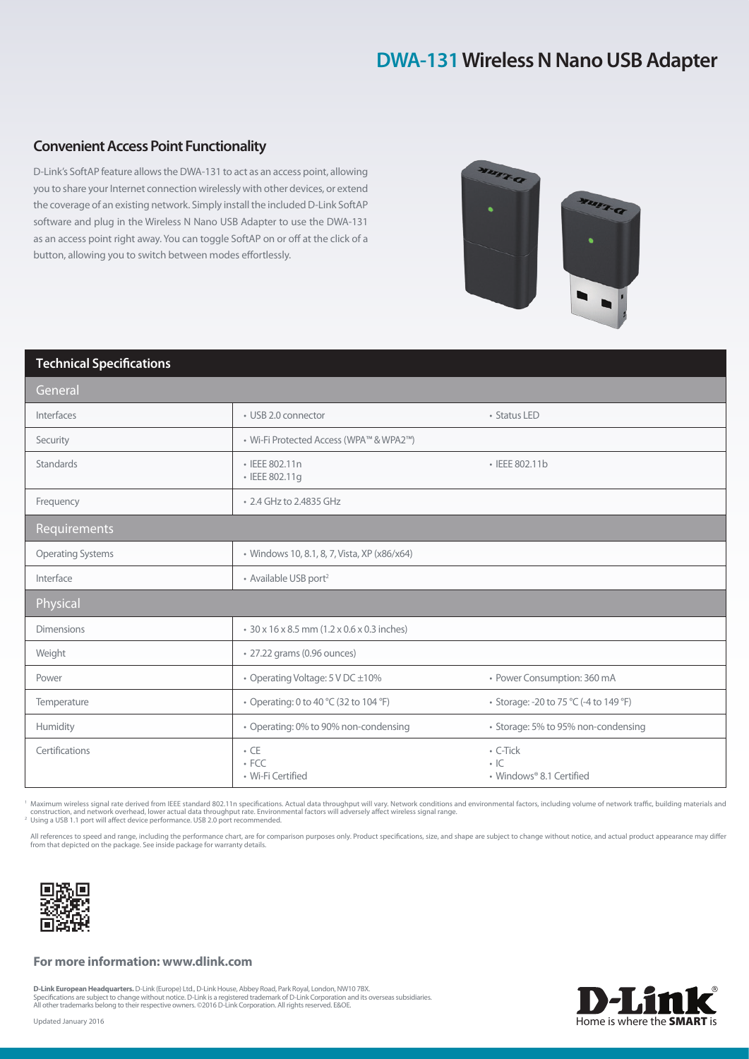# DWA-131 Wireless N Nano USB Adapter

## Convenient Access Point Functionality

D-Link's SoftAP feature allows the DWA-131 to act as an access point, allowing you to share your Internet connection wirelessly with other devices, or extend the coverage of an existing network. Simply install the included D-Link SoftAP software and plug in the Wireless N Nano USB Adapter to use the DWA-131 as an access point right away. You can toggle SoftAP on or off at the click of a button, allowing you to switch between modes effortlessly.

## Technical Specifications

| | | |
|---|---|---|
| **General** | | |
| Interfaces | • USB 2.0 connector | • Status LED |
| Security | • Wi-Fi Protected Access (WPA™ & WPA2™) | |
| Standards | • IEEE 802.11n<br>• IEEE 802.11g | • IEEE 802.11b |
| Frequency | • 2.4 GHz to 2.4835 GHz | |
| **Requirements** | | |
| Operating Systems | • Windows 10, 8.1, 8, 7, Vista, XP (x86/x64) | |
| Interface | • Available USB port[2] | |
| **Physical** | | |
| Dimensions | • 30 x 16 x 8.5 mm (1.2 x 0.6 x 0.3 inches) | |
| Weight | • 27.22 grams (0.96 ounces) | |
| Power | • Operating Voltage: 5 V DC ±10% | • Power Consumption: 360 mA |
| Temperature | • Operating: 0 to 40 °C (32 to 104 °F) | • Storage: -20 to 75 °C (-4 to 149 °F) |
| Humidity | • Operating: 0% to 90% non-condensing | • Storage: 5% to 95% non-condensing |
| Certifications | • CE<br>• FCC<br>• Wi-Fi Certified | • C-Tick<br>• IC<br>• Windows® 8.1 Certified |

[1] Maximum wireless signal rate derived from IEEE standard 802.11n specifications. Actual data throughput will vary. Network conditions and environmental factors, including volume of network traffic, building materials and construction, and network overhead, lower actual data throughput rate. Environmental factors will adversely affect wireless signal range.
[2] Using a USB 1.1 port will affect device performance. USB 2.0 port recommended.

All references to speed and range, including the performance chart, are for comparison purposes only. Product specifications, size, and shape are subject to change without notice, and actual product appearance may differ from that depicted on the package. See inside package for warranty details.

**For more information: www.dlink.com**

**D-Link European Headquarters.** D-Link (Europe) Ltd., D-Link House, Abbey Road, Park Royal, London, NW10 7BX.
Specifications are subject to change without notice. D-Link is a registered trademark of D-Link Corporation and its overseas subsidiaries.
All other trademarks belong to their respective owners. ©2016 D-Link Corporation. All rights reserved. E&OE.

Updated January 2016

D-Link® Home is where the **SMART** is